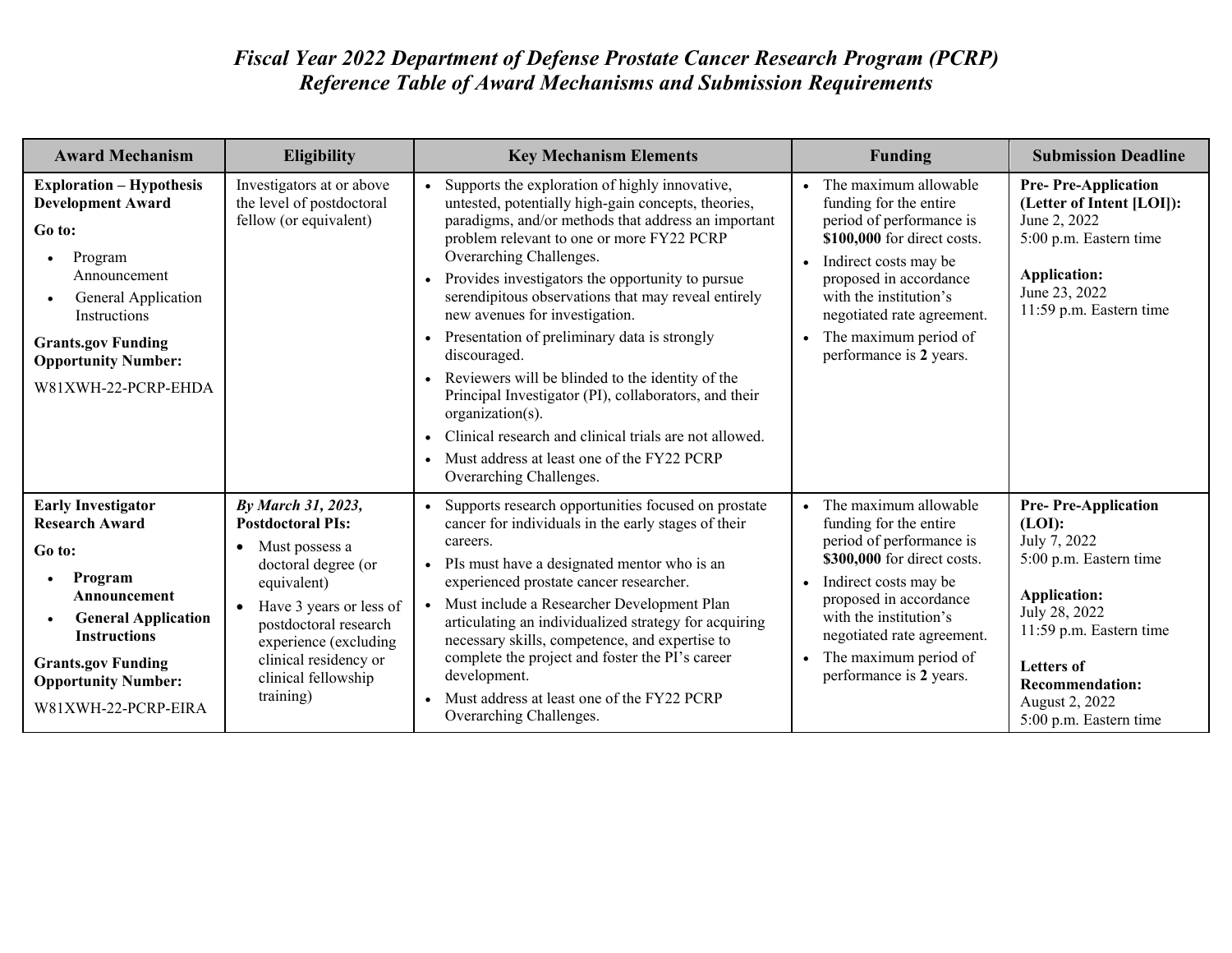# *Fiscal Year 2022 Department of Defense Prostate Cancer Research Program (PCRP) Reference Table of Award Mechanisms and Submission Requirements*

| Award Mechanism | Eligibility | Key Mechanism Elements | Funding | Submission Deadline |
|---|---|---|---|---|
| **Exploration – Hypothesis Development Award**<br><br>**Go to:**<br>• Program Announcement<br>• General Application Instructions<br><br>**Grants.gov Funding Opportunity Number:**<br>W81XWH-22-PCRP-EHDA | Investigators at or above the level of postdoctoral fellow (or equivalent) | • Supports the exploration of highly innovative, untested, potentially high-gain concepts, theories, paradigms, and/or methods that address an important problem relevant to one or more FY22 PCRP Overarching Challenges.<br>• Provides investigators the opportunity to pursue serendipitous observations that may reveal entirely new avenues for investigation.<br>• Presentation of preliminary data is strongly discouraged.<br>• Reviewers will be blinded to the identity of the Principal Investigator (PI), collaborators, and their organization(s).<br>• Clinical research and clinical trials are not allowed.<br>• Must address at least one of the FY22 PCRP Overarching Challenges. | • The maximum allowable funding for the entire period of performance is **$100,000** for direct costs.<br>• Indirect costs may be proposed in accordance with the institution's negotiated rate agreement.<br>• The maximum period of performance is **2** years. | **Pre- Pre-Application (Letter of Intent [LOI]):**<br>June 2, 2022<br>5:00 p.m. Eastern time<br><br>**Application:**<br>June 23, 2022<br>11:59 p.m. Eastern time |
| **Early Investigator Research Award**<br><br>**Go to:**<br>• **Program Announcement**<br>• **General Application Instructions**<br><br>**Grants.gov Funding Opportunity Number:**<br>W81XWH-22-PCRP-EIRA | ***By March 31, 2023,* Postdoctoral PIs:**<br>• Must possess a doctoral degree (or equivalent)<br>• Have 3 years or less of postdoctoral research experience (excluding clinical residency or clinical fellowship training) | • Supports research opportunities focused on prostate cancer for individuals in the early stages of their careers.<br>• PIs must have a designated mentor who is an experienced prostate cancer researcher.<br>• Must include a Researcher Development Plan articulating an individualized strategy for acquiring necessary skills, competence, and expertise to complete the project and foster the PI's career development.<br>• Must address at least one of the FY22 PCRP Overarching Challenges. | • The maximum allowable funding for the entire period of performance is **$300,000** for direct costs.<br>• Indirect costs may be proposed in accordance with the institution's negotiated rate agreement.<br>• The maximum period of performance is **2** years. | **Pre- Pre-Application (LOI):**<br>July 7, 2022<br>5:00 p.m. Eastern time<br><br>**Application:**<br>July 28, 2022<br>11:59 p.m. Eastern time<br><br>**Letters of Recommendation:**<br>August 2, 2022<br>5:00 p.m. Eastern time |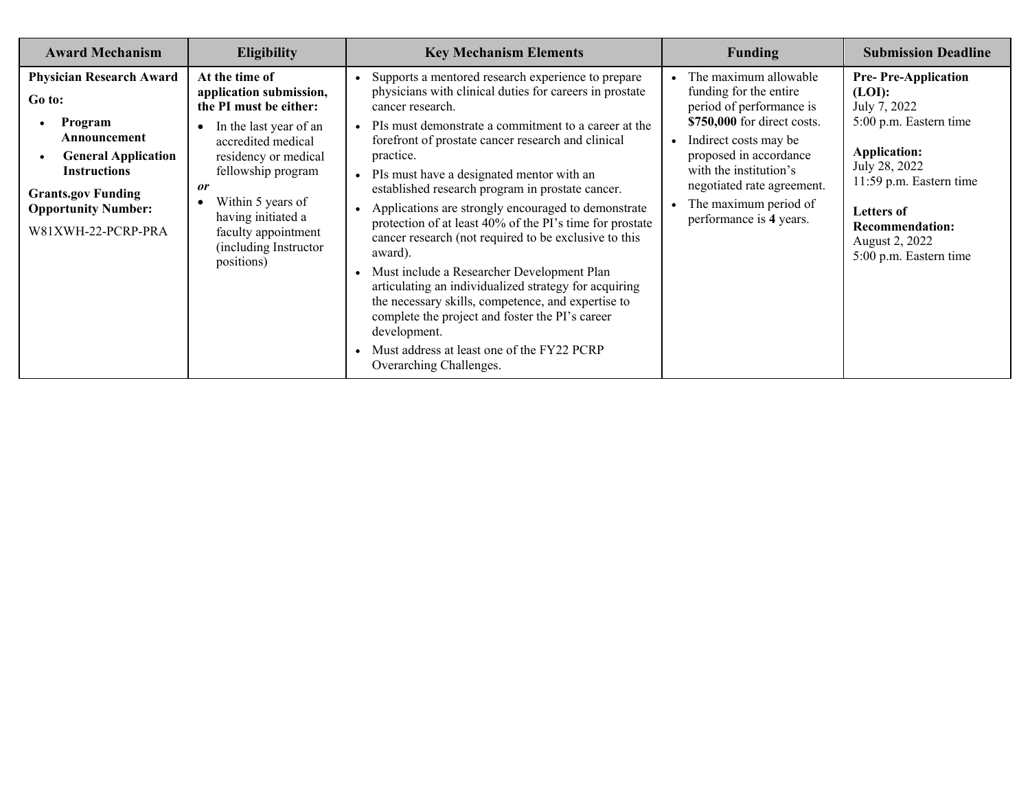| Award Mechanism | Eligibility | Key Mechanism Elements | Funding | Submission Deadline |
| --- | --- | --- | --- | --- |
| **Physician Research Award**<br><br>**Go to:**<br>• **Program Announcement**<br>• **General Application Instructions**<br><br>**Grants.gov Funding Opportunity Number:**<br>W81XWH-22-PCRP-PRA | **At the time of application submission, the PI must be either:**<br>• In the last year of an accredited medical residency or medical fellowship program<br>***or***<br>• Within 5 years of having initiated a faculty appointment (including Instructor positions) | • Supports a mentored research experience to prepare physicians with clinical duties for careers in prostate cancer research.<br>• PIs must demonstrate a commitment to a career at the forefront of prostate cancer research and clinical practice.<br>• PIs must have a designated mentor with an established research program in prostate cancer.<br>• Applications are strongly encouraged to demonstrate protection of at least 40% of the PI's time for prostate cancer research (not required to be exclusive to this award).<br>• Must include a Researcher Development Plan articulating an individualized strategy for acquiring the necessary skills, competence, and expertise to complete the project and foster the PI's career development.<br>• Must address at least one of the FY22 PCRP Overarching Challenges. | • The maximum allowable funding for the entire period of performance is **$750,000** for direct costs.<br>• Indirect costs may be proposed in accordance with the institution's negotiated rate agreement.<br>• The maximum period of performance is **4** years. | **Pre- Pre-Application (LOI):**<br>July 7, 2022<br>5:00 p.m. Eastern time<br><br>**Application:**<br>July 28, 2022<br>11:59 p.m. Eastern time<br><br>**Letters of Recommendation:**<br>August 2, 2022<br>5:00 p.m. Eastern time |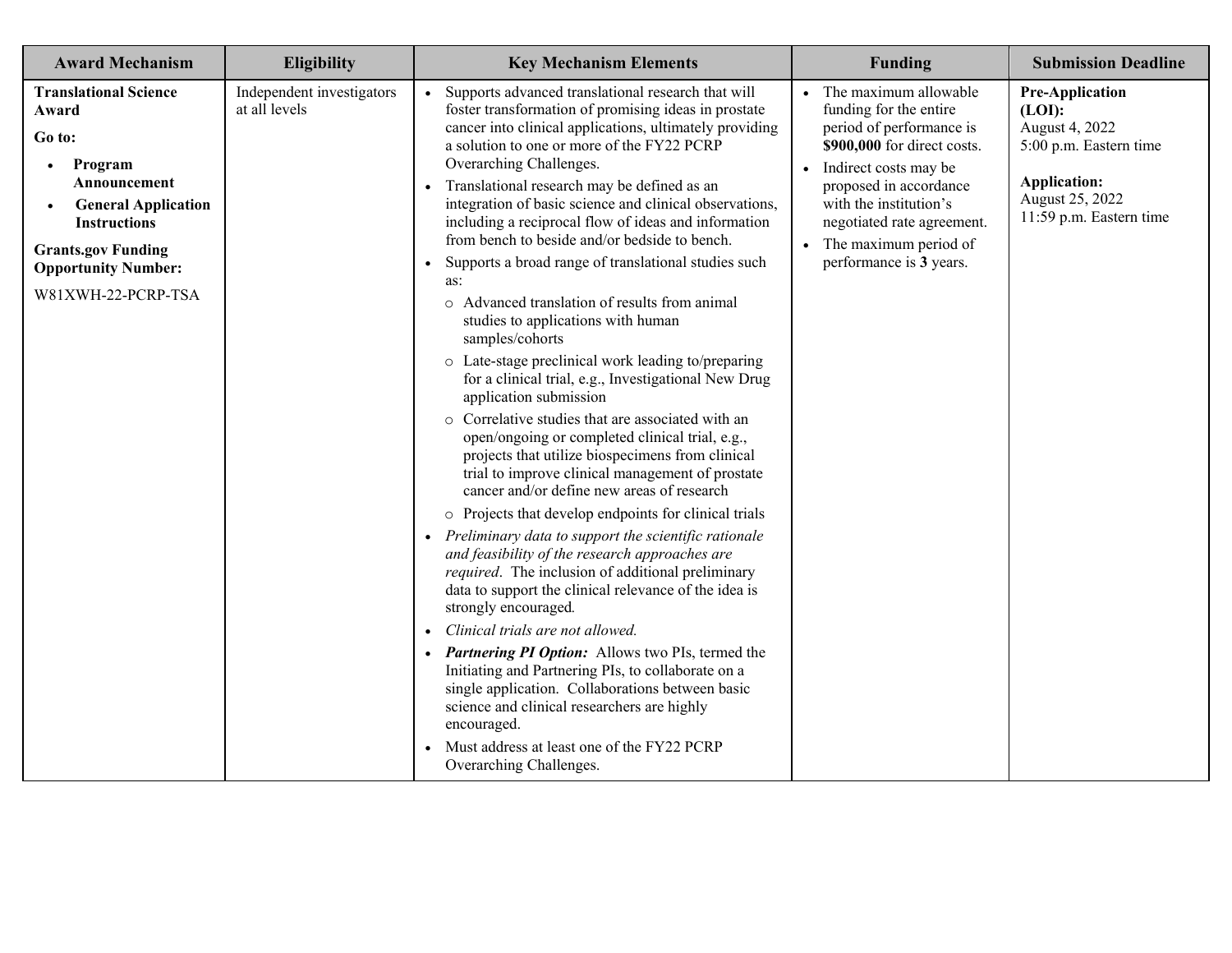| Award Mechanism | Eligibility | Key Mechanism Elements | Funding | Submission Deadline |
| --- | --- | --- | --- | --- |
| **Translational Science Award**<br><br>**Go to:**<br>• **Program Announcement**<br>• **General Application Instructions**<br><br>**Grants.gov Funding Opportunity Number:**<br><br>W81XWH-22-PCRP-TSA | Independent investigators at all levels | • Supports advanced translational research that will foster transformation of promising ideas in prostate cancer into clinical applications, ultimately providing a solution to one or more of the FY22 PCRP Overarching Challenges.<br>• Translational research may be defined as an integration of basic science and clinical observations, including a reciprocal flow of ideas and information from bench to beside and/or bedside to bench.<br>• Supports a broad range of translational studies such as:<br>  ○ Advanced translation of results from animal studies to applications with human samples/cohorts<br>  ○ Late-stage preclinical work leading to/preparing for a clinical trial, e.g., Investigational New Drug application submission<br>  ○ Correlative studies that are associated with an open/ongoing or completed clinical trial, e.g., projects that utilize biospecimens from clinical trial to improve clinical management of prostate cancer and/or define new areas of research<br>  ○ Projects that develop endpoints for clinical trials<br>• *Preliminary data to support the scientific rationale and feasibility of the research approaches are required*. The inclusion of additional preliminary data to support the clinical relevance of the idea is strongly encouraged.<br>• *Clinical trials are not allowed.*<br>• ***Partnering PI Option:*** Allows two PIs, termed the Initiating and Partnering PIs, to collaborate on a single application. Collaborations between basic science and clinical researchers are highly encouraged.<br>• Must address at least one of the FY22 PCRP Overarching Challenges. | • The maximum allowable funding for the entire period of performance is **$900,000** for direct costs.<br>• Indirect costs may be proposed in accordance with the institution's negotiated rate agreement.<br>• The maximum period of performance is **3** years. | **Pre-Application (LOI):**<br>August 4, 2022<br>5:00 p.m. Eastern time<br><br>**Application:**<br>August 25, 2022<br>11:59 p.m. Eastern time |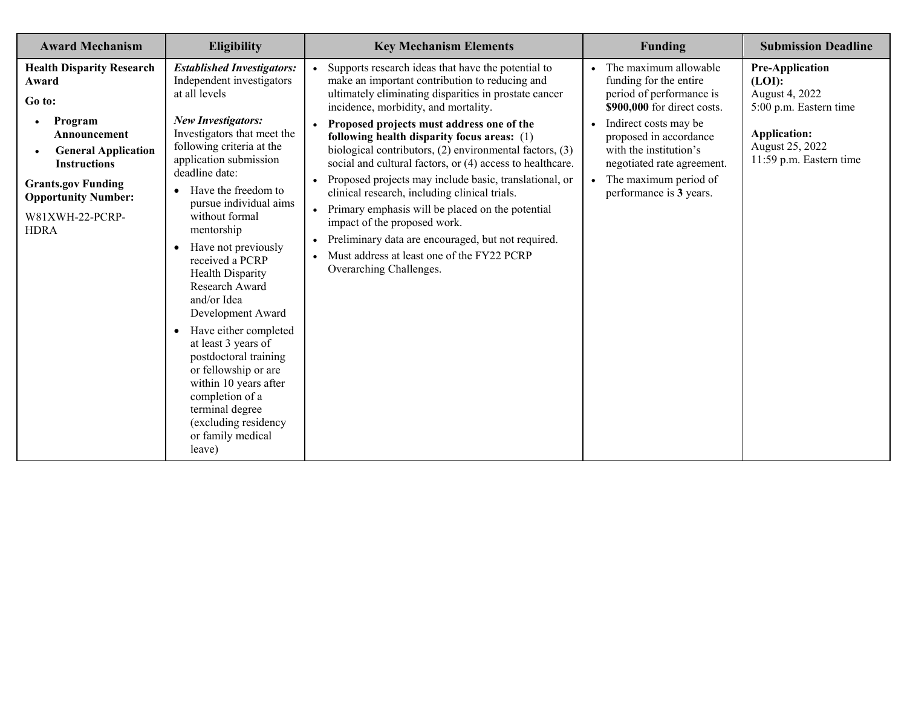| Award Mechanism | Eligibility | Key Mechanism Elements | Funding | Submission Deadline |
|---|---|---|---|---|
| **Health Disparity Research Award**<br><br>**Go to:**<br>• **Program Announcement**<br>• **General Application Instructions**<br><br>**Grants.gov Funding Opportunity Number:**<br><br>W81XWH-22-PCRP-HDRA | ***Established Investigators:*** Independent investigators at all levels<br><br>***New Investigators:*** Investigators that meet the following criteria at the application submission deadline date:<br>• Have the freedom to pursue individual aims without formal mentorship<br>• Have not previously received a PCRP Health Disparity Research Award and/or Idea Development Award<br>• Have either completed at least 3 years of postdoctoral training or fellowship or are within 10 years after completion of a terminal degree (excluding residency or family medical leave) | • Supports research ideas that have the potential to make an important contribution to reducing and ultimately eliminating disparities in prostate cancer incidence, morbidity, and mortality.<br>• **Proposed projects must address one of the following health disparity focus areas:** (1) biological contributors, (2) environmental factors, (3) social and cultural factors, or (4) access to healthcare.<br>• Proposed projects may include basic, translational, or clinical research, including clinical trials.<br>• Primary emphasis will be placed on the potential impact of the proposed work.<br>• Preliminary data are encouraged, but not required.<br>• Must address at least one of the FY22 PCRP Overarching Challenges. | • The maximum allowable funding for the entire period of performance is **$900,000** for direct costs.<br>• Indirect costs may be proposed in accordance with the institution's negotiated rate agreement.<br>• The maximum period of performance is **3** years. | **Pre-Application (LOI):**<br>August 4, 2022<br>5:00 p.m. Eastern time<br><br>**Application:**<br>August 25, 2022<br>11:59 p.m. Eastern time |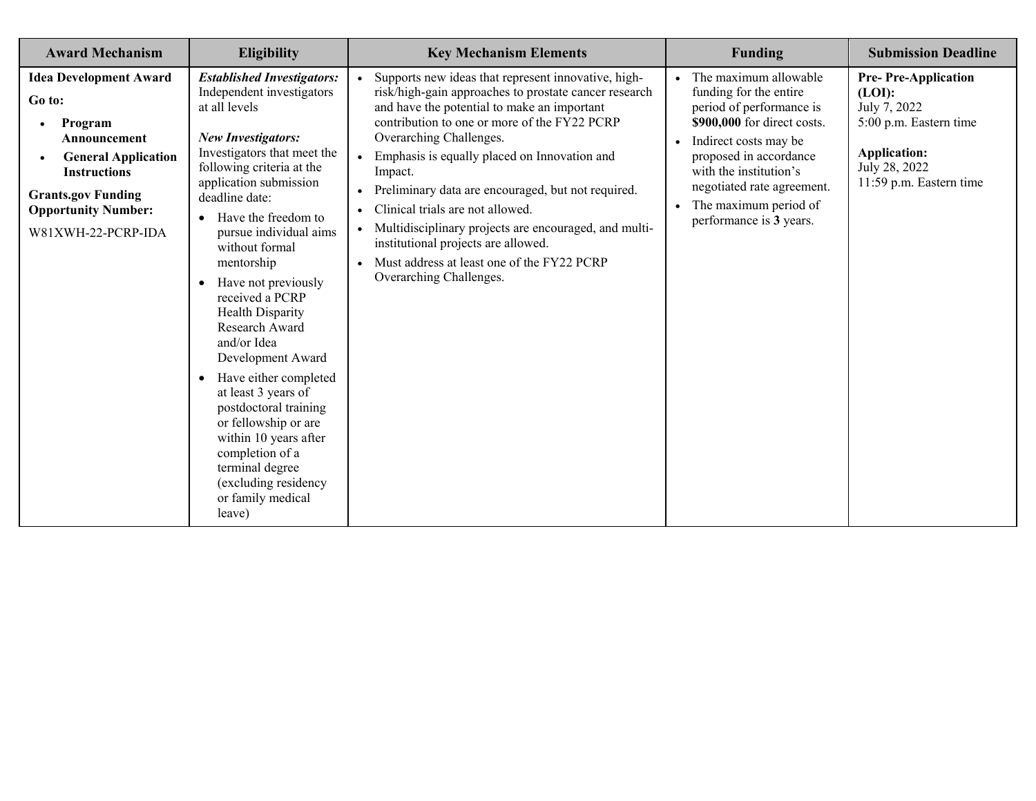| Award Mechanism | Eligibility | Key Mechanism Elements | Funding | Submission Deadline |
|---|---|---|---|---|
| **Idea Development Award**<br><br>**Go to:**<br>• **Program Announcement**<br>• **General Application Instructions**<br><br>**Grants.gov Funding Opportunity Number:**<br>W81XWH-22-PCRP-IDA | ***Established Investigators:*** Independent investigators at all levels<br><br>***New Investigators:*** Investigators that meet the following criteria at the application submission deadline date:<br>• Have the freedom to pursue individual aims without formal mentorship<br>• Have not previously received a PCRP Health Disparity Research Award and/or Idea Development Award<br>• Have either completed at least 3 years of postdoctoral training or fellowship or are within 10 years after completion of a terminal degree (excluding residency or family medical leave) | • Supports new ideas that represent innovative, high-risk/high-gain approaches to prostate cancer research and have the potential to make an important contribution to one or more of the FY22 PCRP Overarching Challenges.<br>• Emphasis is equally placed on Innovation and Impact.<br>• Preliminary data are encouraged, but not required.<br>• Clinical trials are not allowed.<br>• Multidisciplinary projects are encouraged, and multi-institutional projects are allowed.<br>• Must address at least one of the FY22 PCRP Overarching Challenges. | • The maximum allowable funding for the entire period of performance is **$900,000** for direct costs.<br>• Indirect costs may be proposed in accordance with the institution's negotiated rate agreement.<br>• The maximum period of performance is **3** years. | **Pre- Pre-Application (LOI):**<br>July 7, 2022<br>5:00 p.m. Eastern time<br><br>**Application:**<br>July 28, 2022<br>11:59 p.m. Eastern time |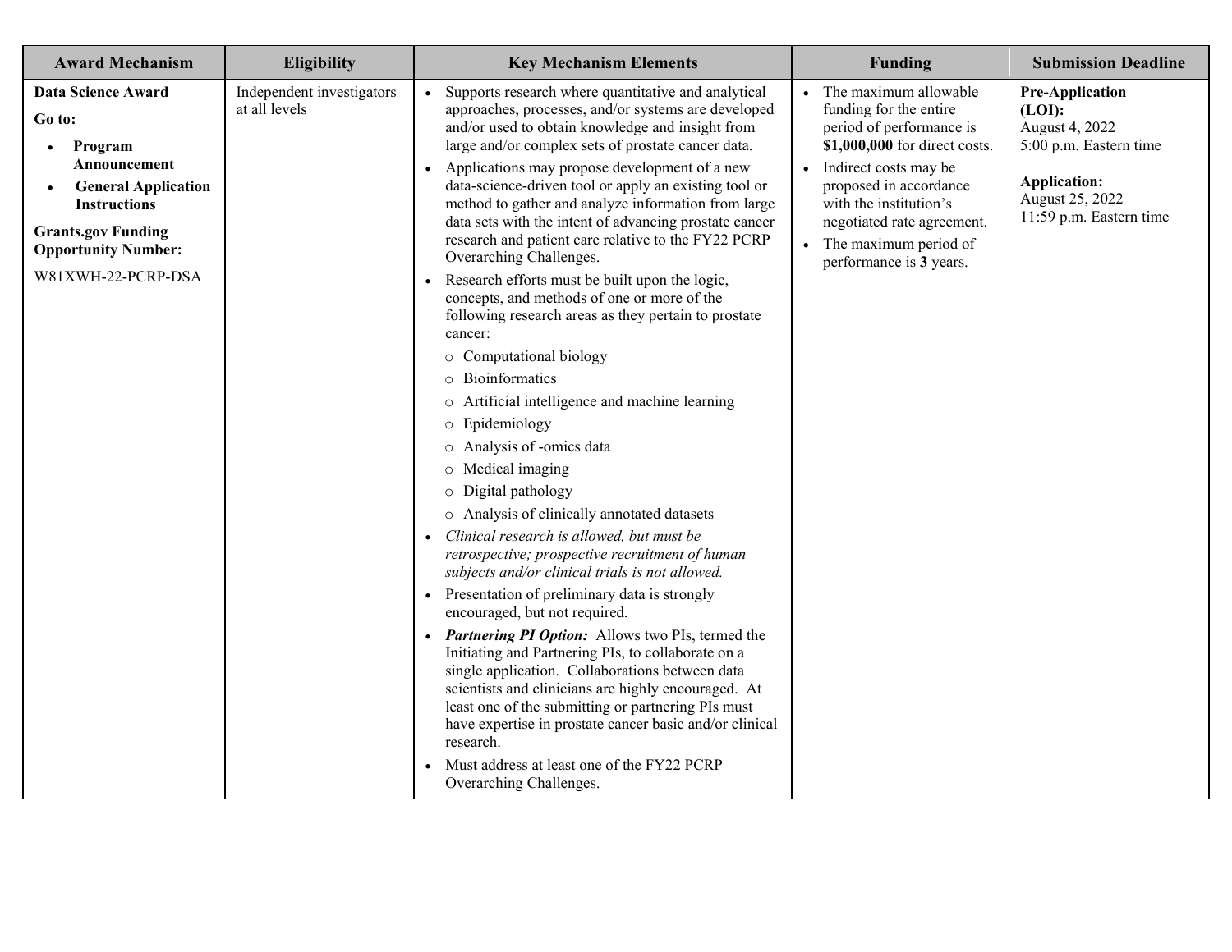| Award Mechanism | Eligibility | Key Mechanism Elements | Funding | Submission Deadline |
|---|---|---|---|---|
| **Data Science Award**<br><br>**Go to:**<br>• **Program Announcement**<br>• **General Application Instructions**<br><br>**Grants.gov Funding Opportunity Number:**<br><br>W81XWH-22-PCRP-DSA | Independent investigators at all levels | • Supports research where quantitative and analytical approaches, processes, and/or systems are developed and/or used to obtain knowledge and insight from large and/or complex sets of prostate cancer data.<br>• Applications may propose development of a new data-science-driven tool or apply an existing tool or method to gather and analyze information from large data sets with the intent of advancing prostate cancer research and patient care relative to the FY22 PCRP Overarching Challenges.<br>• Research efforts must be built upon the logic, concepts, and methods of one or more of the following research areas as they pertain to prostate cancer:<br>  ○ Computational biology<br>  ○ Bioinformatics<br>  ○ Artificial intelligence and machine learning<br>  ○ Epidemiology<br>  ○ Analysis of -omics data<br>  ○ Medical imaging<br>  ○ Digital pathology<br>  ○ Analysis of clinically annotated datasets<br>• *Clinical research is allowed, but must be retrospective; prospective recruitment of human subjects and/or clinical trials is not allowed.*<br>• Presentation of preliminary data is strongly encouraged, but not required.<br>• ***Partnering PI Option:*** Allows two PIs, termed the Initiating and Partnering PIs, to collaborate on a single application. Collaborations between data scientists and clinicians are highly encouraged. At least one of the submitting or partnering PIs must have expertise in prostate cancer basic and/or clinical research.<br>• Must address at least one of the FY22 PCRP Overarching Challenges. | • The maximum allowable funding for the entire period of performance is **$1,000,000** for direct costs.<br>• Indirect costs may be proposed in accordance with the institution's negotiated rate agreement.<br>• The maximum period of performance is **3** years. | **Pre-Application (LOI):**<br>August 4, 2022<br>5:00 p.m. Eastern time<br><br>**Application:**<br>August 25, 2022<br>11:59 p.m. Eastern time |